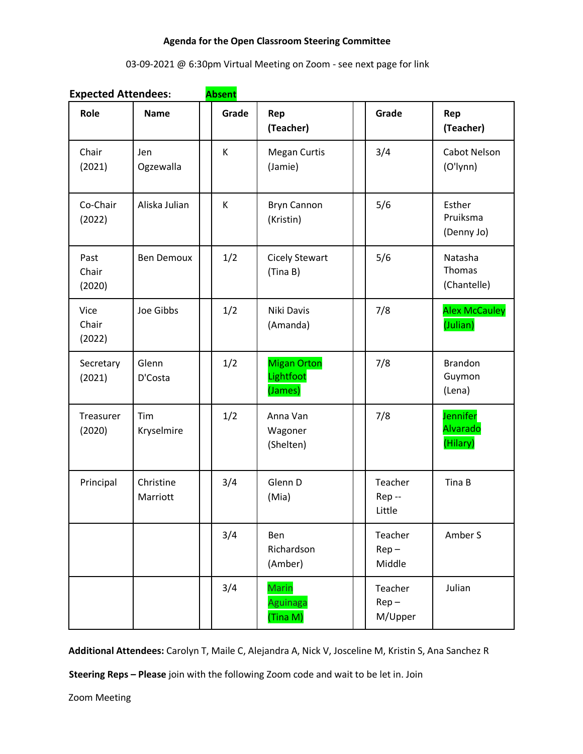**Agenda for the Open Classroom Steering Committee**

03-09-2021 @ 6:30pm Virtual Meeting on Zoom - see next page for link

**Expected Attendees:** **Absent**

| Role | Name | | Grade | Rep (Teacher) | | Grade | Rep (Teacher) |
|---|---|---|---|---|---|---|---|
| Chair (2021) | Jen Ogzewalla | | K | Megan Curtis (Jamie) | | 3/4 | Cabot Nelson (O'lynn) |
| Co-Chair (2022) | Aliska Julian | | K | Bryn Cannon (Kristin) | | 5/6 | Esther Pruiksma (Denny Jo) |
| Past Chair (2020) | Ben Demoux | | 1/2 | Cicely Stewart (Tina B) | | 5/6 | Natasha Thomas (Chantelle) |
| Vice Chair (2022) | Joe Gibbs | | 1/2 | Niki Davis (Amanda) | | 7/8 | Alex McCauley (Julian) |
| Secretary (2021) | Glenn D'Costa | | 1/2 | Migan Orton Lightfoot (James) | | 7/8 | Brandon Guymon (Lena) |
| Treasurer (2020) | Tim Kryselmire | | 1/2 | Anna Van Wagoner (Shelten) | | 7/8 | Jennifer Alvarado (Hilary) |
| Principal | Christine Marriott | | 3/4 | Glenn D (Mia) | | Teacher Rep -- Little | Tina B |
| | | | 3/4 | Ben Richardson (Amber) | | Teacher Rep – Middle | Amber S |
| | | | 3/4 | Marin Aguinaga (Tina M) | | Teacher Rep – M/Upper | Julian |

**Additional Attendees:** Carolyn T, Maile C, Alejandra A, Nick V, Josceline M, Kristin S, Ana Sanchez R

**Steering Reps – Please** join with the following Zoom code and wait to be let in. Join

Zoom Meeting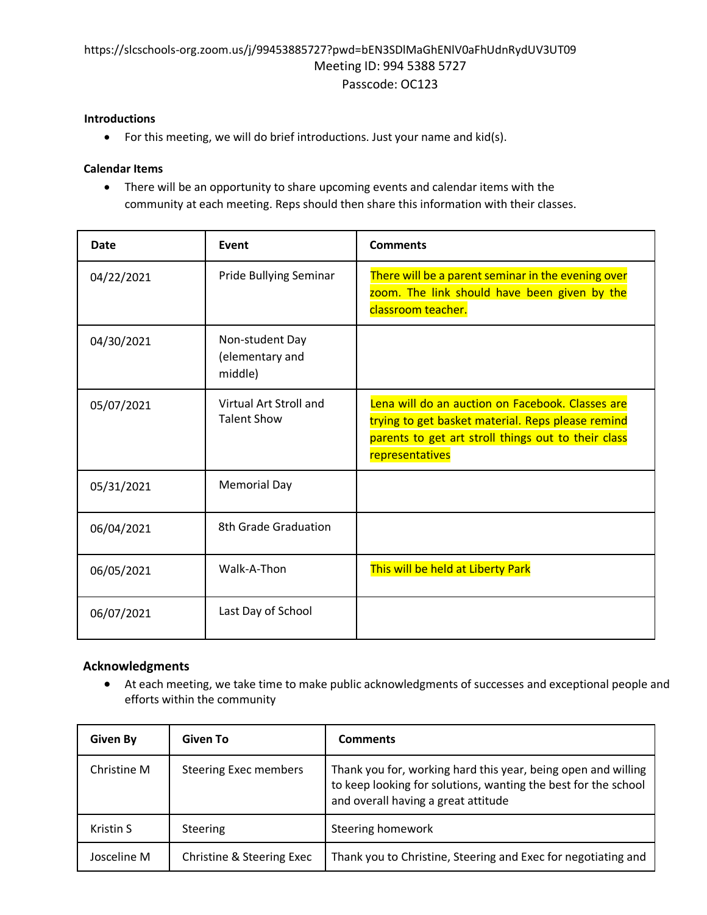https://slcschools-org.zoom.us/j/99453885727?pwd=bEN3SDlMaGhENlV0aFhUdnRydUV3UT09

Meeting ID: 994 5388 5727

Passcode: OC123

**Introductions**

- For this meeting, we will do brief introductions. Just your name and kid(s).

**Calendar Items**

- There will be an opportunity to share upcoming events and calendar items with the community at each meeting. Reps should then share this information with their classes.

| Date | Event | Comments |
|---|---|---|
| 04/22/2021 | Pride Bullying Seminar | There will be a parent seminar in the evening over zoom. The link should have been given by the classroom teacher. |
| 04/30/2021 | Non-student Day (elementary and middle) | |
| 05/07/2021 | Virtual Art Stroll and Talent Show | Lena will do an auction on Facebook. Classes are trying to get basket material. Reps please remind parents to get art stroll things out to their class representatives |
| 05/31/2021 | Memorial Day | |
| 06/04/2021 | 8th Grade Graduation | |
| 06/05/2021 | Walk-A-Thon | This will be held at Liberty Park |
| 06/07/2021 | Last Day of School | |

**Acknowledgments**

- At each meeting, we take time to make public acknowledgments of successes and exceptional people and efforts within the community

| Given By | Given To | Comments |
|---|---|---|
| Christine M | Steering Exec members | Thank you for, working hard this year, being open and willing to keep looking for solutions, wanting the best for the school and overall having a great attitude |
| Kristin S | Steering | Steering homework |
| Josceline M | Christine & Steering Exec | Thank you to Christine, Steering and Exec for negotiating and |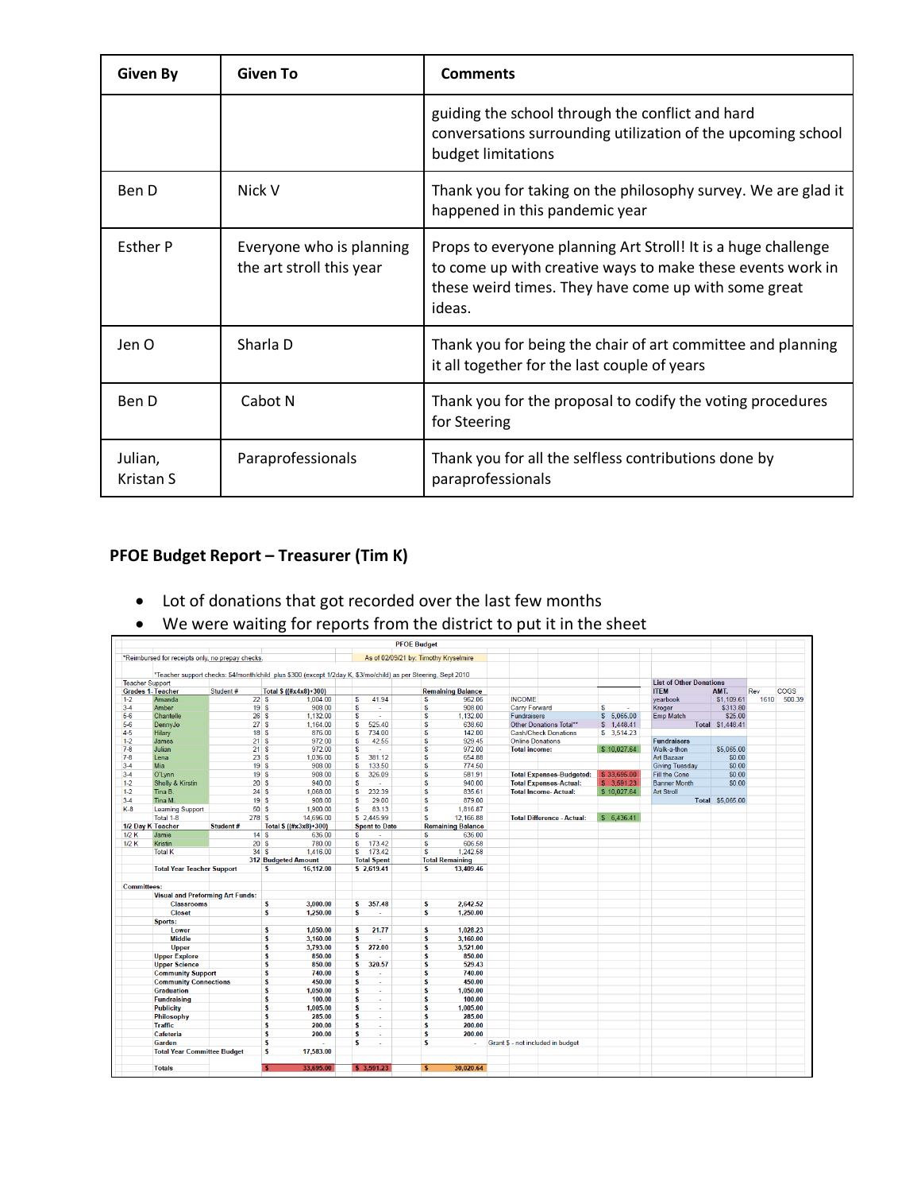| Given By | Given To | Comments |
|---|---|---|
| | | guiding the school through the conflict and hard conversations surrounding utilization of the upcoming school budget limitations |
| Ben D | Nick V | Thank you for taking on the philosophy survey. We are glad it happened in this pandemic year |
| Esther P | Everyone who is planning the art stroll this year | Props to everyone planning Art Stroll! It is a huge challenge to come up with creative ways to make these events work in these weird times. They have come up with some great ideas. |
| Jen O | Sharla D | Thank you for being the chair of art committee and planning it all together for the last couple of years |
| Ben D | Cabot N | Thank you for the proposal to codify the voting procedures for Steering |
| Julian, Kristan S | Paraprofessionals | Thank you for all the selfless contributions done by paraprofessionals |

### PFOE Budget Report – Treasurer (Tim K)

- Lot of donations that got recorded over the last few months
- We were waiting for reports from the district to put it in the sheet

**PFOE Budget**

*Reimbursed for receipts only, no prepay checks.

As of 02/09/21 by: Timothy Kryselmire

*Teacher support checks: $4/month/child plus $300 (except 1/2day K, $3/mo/child) as per Steering, Sept 2010

Teacher Support

| Grades 1-8 | Teacher | Student # | Total $ ((#x4x8)+300) | Spent to Date | Remaining Balance |
|---|---|---|---|---|---|
| 1-2 | Amanda | 22 | $ 1,004.00 | $ 41.94 | $ 962.06 |
| 3-4 | Amber | 19 | $ 908.00 | $ - | $ 908.00 |
| 5-6 | Chantelle | 26 | $ 1,132.00 | $ - | $ 1,132.00 |
| 5-6 | DennyJo | 27 | $ 1,164.00 | $ 525.40 | $ 638.60 |
| 4-5 | Hilary | 18 | $ 876.00 | $ 734.00 | $ 142.00 |
| 1-2 | James | 21 | $ 972.00 | $ 42.55 | $ 929.45 |
| 7-8 | Julian | 21 | $ 972.00 | $ - | $ 972.00 |
| 7-8 | Lena | 23 | $ 1,036.00 | $ 381.12 | $ 654.88 |
| 3-4 | Mia | 19 | $ 908.00 | $ 133.50 | $ 774.50 |
| 3-4 | O'Lynn | 19 | $ 908.00 | $ 326.09 | $ 581.91 |
| 1-2 | Shelly & Kirstin | 20 | $ 940.00 | $ - | $ 940.00 |
| 1-2 | Tina B. | 24 | $ 1,068.00 | $ 232.39 | $ 835.61 |
| 3-4 | Tina M. | 19 | $ 908.00 | $ 29.00 | $ 879.00 |
| K-8 | Learning Support | 50 | $ 1,900.00 | $ 83.13 | $ 1,816.87 |
| | Total 1-8 | 278 | $ 14,696.00 | $ 2,445.99 | $ 12,166.88 |
| **1/2 Day K** | **Teacher** | **Student #** | **Total $ ((#x3x8)+300)** | **Spent to Date** | **Remaining Balance** |
| 1/2 K | Jamie | 14 | $ 636.00 | $ - | $ 636.00 |
| 1/2 K | Kristin | 20 | $ 780.00 | $ 173.42 | $ 606.58 |
| | Total K | 34 | $ 1,416.00 | $ 173.42 | $ 1,242.58 |
| | | 312 | Budgeted Amount | Total Spent | Total Remaining |
| | Total Year Teacher Support | | $ 16,112.00 | $ 2,619.41 | $ 13,409.46 |

| Committees: | Budgeted | Spent | Remaining |
|---|---|---|---|
| Visual and Preforming Art Funds: | | | |
| Classrooms | $ 3,000.00 | $ 357.48 | $ 2,642.52 |
| Closet | $ 1,250.00 | $ - | $ 1,250.00 |
| Sports: | | | |
| Lower | $ 1,050.00 | $ 21.77 | $ 1,028.23 |
| Middle | $ 3,160.00 | $ - | $ 3,160.00 |
| Upper | $ 3,793.00 | $ 272.00 | $ 3,521.00 |
| Upper Explore | $ 850.00 | $ - | $ 850.00 |
| Upper Science | $ 850.00 | $ 320.57 | $ 529.43 |
| Community Support | $ 740.00 | $ - | $ 740.00 |
| Community Connections | $ 450.00 | $ - | $ 450.00 |
| Graduation | $ 1,050.00 | $ - | $ 1,050.00 |
| Fundraising | $ 100.00 | $ - | $ 100.00 |
| Publicity | $ 1,005.00 | $ - | $ 1,005.00 |
| Philosophy | $ 285.00 | $ - | $ 285.00 |
| Traffic | $ 200.00 | $ - | $ 200.00 |
| Cafeteria | $ 200.00 | $ - | $ 200.00 |
| Garden | $ - | $ - | $ - (Grant $ - not included in budget) |
| Total Year Committee Budget | $ 17,583.00 | | |
| Totals | $ 33,695.00 | $ 3,591.23 | $ 30,020.64 |

| INCOME | |
|---|---|
| Carry Forward | $ - |
| Fundraisers | $ 5,065.00 |
| Other Donations Total** | $ 1,448.41 |
| Cash/Check Donations | $ 3,514.23 |
| Online Donations | |
| Total Income: | $ 10,027.64 |
| Total Expenses-Budgeted: | $ 33,695.00 |
| Total Expenses-Actual: | $ 3,591.23 |
| Total Income- Actual: | $ 10,027.64 |
| Total Difference - Actual: | $ 6,436.41 |

| List of Other Donations ITEM | AMT. | Rev | COGS |
|---|---|---|---|
| yearbook | $1,109.61 | 1610 | 500.39 |
| Kroger | $313.80 | | |
| Emp Match | $25.00 | | |
| Total | $1,448.41 | | |

| Fundraisers | |
|---|---|
| Walk-a-thon | $5,065.00 |
| Art Bazaar | $0.00 |
| Giving Tuesday | $0.00 |
| Fill the Cone | $0.00 |
| Banner Month | $0.00 |
| Art Stroll | |
| Total | $5,065.00 |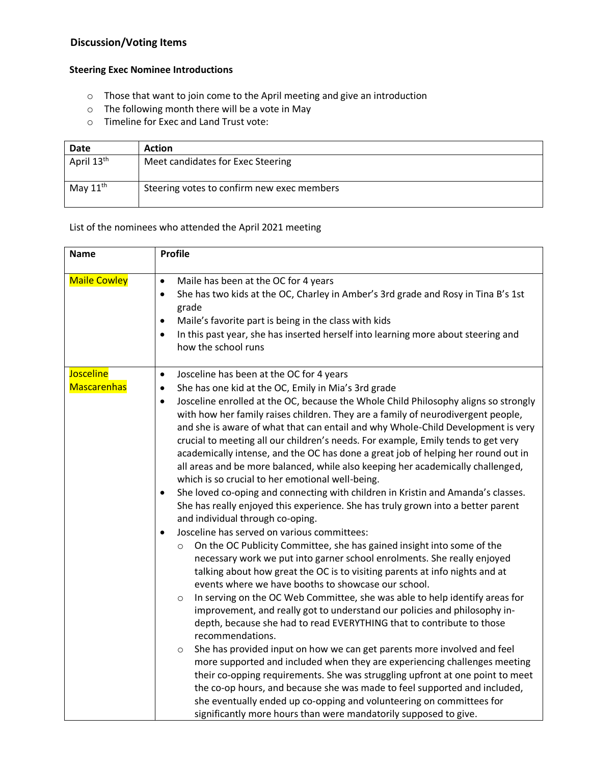## Discussion/Voting Items

### Steering Exec Nominee Introductions

- Those that want to join come to the April meeting and give an introduction
- The following month there will be a vote in May
- Timeline for Exec and Land Trust vote:

| Date | Action |
|---|---|
| April 13th | Meet candidates for Exec Steering |
| May 11th | Steering votes to confirm new exec members |

List of the nominees who attended the April 2021 meeting

| Name | Profile |
|---|---|
| Maile Cowley | • Maile has been at the OC for 4 years<br>• She has two kids at the OC, Charley in Amber's 3rd grade and Rosy in Tina B's 1st grade<br>• Maile's favorite part is being in the class with kids<br>• In this past year, she has inserted herself into learning more about steering and how the school runs |
| Josceline Mascarenhas | • Josceline has been at the OC for 4 years<br>• She has one kid at the OC, Emily in Mia's 3rd grade<br>• Josceline enrolled at the OC, because the Whole Child Philosophy aligns so strongly with how her family raises children. They are a family of neurodivergent people, and she is aware of what that can entail and why Whole-Child Development is very crucial to meeting all our children's needs. For example, Emily tends to get very academically intense, and the OC has done a great job of helping her round out in all areas and be more balanced, while also keeping her academically challenged, which is so crucial to her emotional well-being.<br>• She loved co-oping and connecting with children in Kristin and Amanda's classes. She has really enjoyed this experience. She has truly grown into a better parent and individual through co-oping.<br>• Josceline has served on various committees:<br>&nbsp;&nbsp;○ On the OC Publicity Committee, she has gained insight into some of the necessary work we put into garner school enrolments. She really enjoyed talking about how great the OC is to visiting parents at info nights and at events where we have booths to showcase our school.<br>&nbsp;&nbsp;○ In serving on the OC Web Committee, she was able to help identify areas for improvement, and really got to understand our policies and philosophy in-depth, because she had to read EVERYTHING that to contribute to those recommendations.<br>&nbsp;&nbsp;○ She has provided input on how we can get parents more involved and feel more supported and included when they are experiencing challenges meeting their co-opping requirements. She was struggling upfront at one point to meet the co-op hours, and because she was made to feel supported and included, she eventually ended up co-opping and volunteering on committees for significantly more hours than were mandatorily supposed to give. |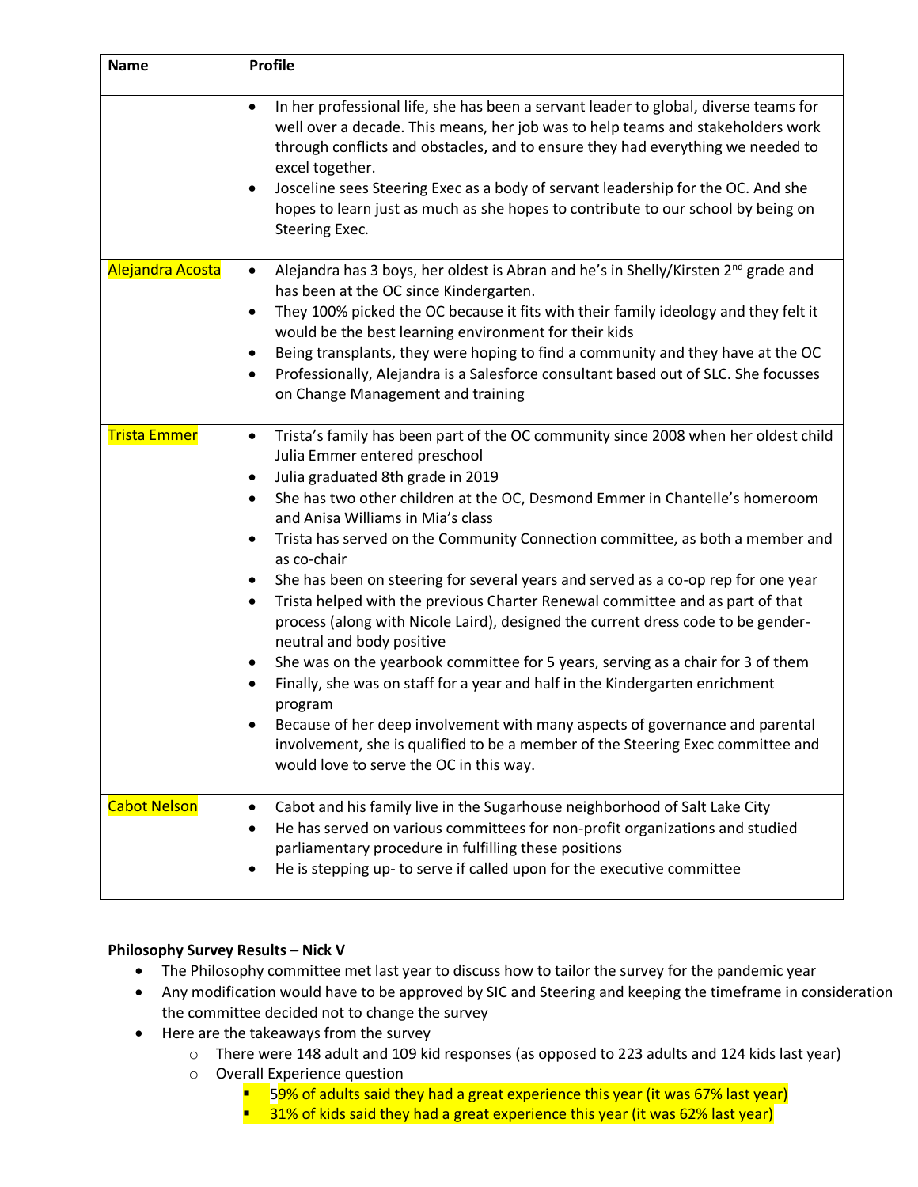| Name | Profile |
| --- | --- |
| | • In her professional life, she has been a servant leader to global, diverse teams for well over a decade. This means, her job was to help teams and stakeholders work through conflicts and obstacles, and to ensure they had everything we needed to excel together.<br>• Josceline sees Steering Exec as a body of servant leadership for the OC. And she hopes to learn just as much as she hopes to contribute to our school by being on Steering Exec. |
| Alejandra Acosta | • Alejandra has 3 boys, her oldest is Abran and he's in Shelly/Kirsten 2nd grade and has been at the OC since Kindergarten.<br>• They 100% picked the OC because it fits with their family ideology and they felt it would be the best learning environment for their kids<br>• Being transplants, they were hoping to find a community and they have at the OC<br>• Professionally, Alejandra is a Salesforce consultant based out of SLC. She focusses on Change Management and training |
| Trista Emmer | • Trista's family has been part of the OC community since 2008 when her oldest child Julia Emmer entered preschool<br>• Julia graduated 8th grade in 2019<br>• She has two other children at the OC, Desmond Emmer in Chantelle's homeroom and Anisa Williams in Mia's class<br>• Trista has served on the Community Connection committee, as both a member and as co-chair<br>• She has been on steering for several years and served as a co-op rep for one year<br>• Trista helped with the previous Charter Renewal committee and as part of that process (along with Nicole Laird), designed the current dress code to be gender-neutral and body positive<br>• She was on the yearbook committee for 5 years, serving as a chair for 3 of them<br>• Finally, she was on staff for a year and half in the Kindergarten enrichment program<br>• Because of her deep involvement with many aspects of governance and parental involvement, she is qualified to be a member of the Steering Exec committee and would love to serve the OC in this way. |
| Cabot Nelson | • Cabot and his family live in the Sugarhouse neighborhood of Salt Lake City<br>• He has served on various committees for non-profit organizations and studied parliamentary procedure in fulfilling these positions<br>• He is stepping up- to serve if called upon for the executive committee |

**Philosophy Survey Results – Nick V**

- The Philosophy committee met last year to discuss how to tailor the survey for the pandemic year
- Any modification would have to be approved by SIC and Steering and keeping the timeframe in consideration the committee decided not to change the survey
- Here are the takeaways from the survey
  - There were 148 adult and 109 kid responses (as opposed to 223 adults and 124 kids last year)
  - Overall Experience question
    - 59% of adults said they had a great experience this year (it was 67% last year)
    - 31% of kids said they had a great experience this year (it was 62% last year)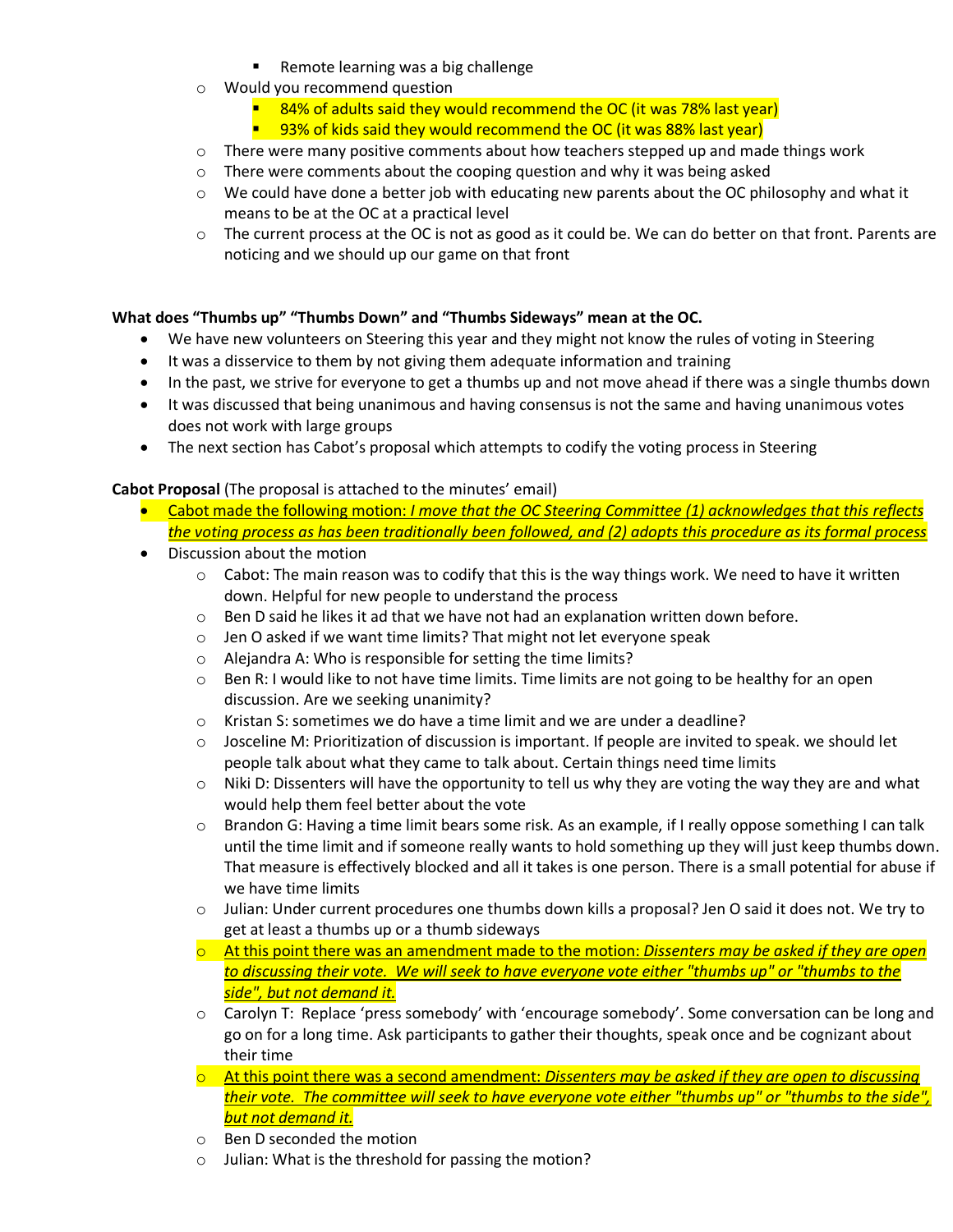- Remote learning was a big challenge
    - Would you recommend question
        - 84% of adults said they would recommend the OC (it was 78% last year)
        - 93% of kids said they would recommend the OC (it was 88% last year)
    - There were many positive comments about how teachers stepped up and made things work
    - There were comments about the cooping question and why it was being asked
    - We could have done a better job with educating new parents about the OC philosophy and what it means to be at the OC at a practical level
    - The current process at the OC is not as good as it could be. We can do better on that front. Parents are noticing and we should up our game on that front

**What does "Thumbs up" "Thumbs Down" and "Thumbs Sideways" mean at the OC.**

- We have new volunteers on Steering this year and they might not know the rules of voting in Steering
- It was a disservice to them by not giving them adequate information and training
- In the past, we strive for everyone to get a thumbs up and not move ahead if there was a single thumbs down
- It was discussed that being unanimous and having consensus is not the same and having unanimous votes does not work with large groups
- The next section has Cabot's proposal which attempts to codify the voting process in Steering

**Cabot Proposal** (The proposal is attached to the minutes' email)

- Cabot made the following motion: *I move that the OC Steering Committee (1) acknowledges that this reflects the voting process as has been traditionally been followed, and (2) adopts this procedure as its formal process*
- Discussion about the motion
    - Cabot: The main reason was to codify that this is the way things work. We need to have it written down. Helpful for new people to understand the process
    - Ben D said he likes it ad that we have not had an explanation written down before.
    - Jen O asked if we want time limits? That might not let everyone speak
    - Alejandra A: Who is responsible for setting the time limits?
    - Ben R: I would like to not have time limits. Time limits are not going to be healthy for an open discussion. Are we seeking unanimity?
    - Kristan S: sometimes we do have a time limit and we are under a deadline?
    - Josceline M: Prioritization of discussion is important. If people are invited to speak. we should let people talk about what they came to talk about. Certain things need time limits
    - Niki D: Dissenters will have the opportunity to tell us why they are voting the way they are and what would help them feel better about the vote
    - Brandon G: Having a time limit bears some risk. As an example, if I really oppose something I can talk until the time limit and if someone really wants to hold something up they will just keep thumbs down. That measure is effectively blocked and all it takes is one person. There is a small potential for abuse if we have time limits
    - Julian: Under current procedures one thumbs down kills a proposal? Jen O said it does not. We try to get at least a thumbs up or a thumb sideways
    - At this point there was an amendment made to the motion: *Dissenters may be asked if they are open to discussing their vote. We will seek to have everyone vote either "thumbs up" or "thumbs to the side", but not demand it.*
    - Carolyn T: Replace 'press somebody' with 'encourage somebody'. Some conversation can be long and go on for a long time. Ask participants to gather their thoughts, speak once and be cognizant about their time
    - At this point there was a second amendment: *Dissenters may be asked if they are open to discussing their vote. The committee will seek to have everyone vote either "thumbs up" or "thumbs to the side", but not demand it.*
    - Ben D seconded the motion
    - Julian: What is the threshold for passing the motion?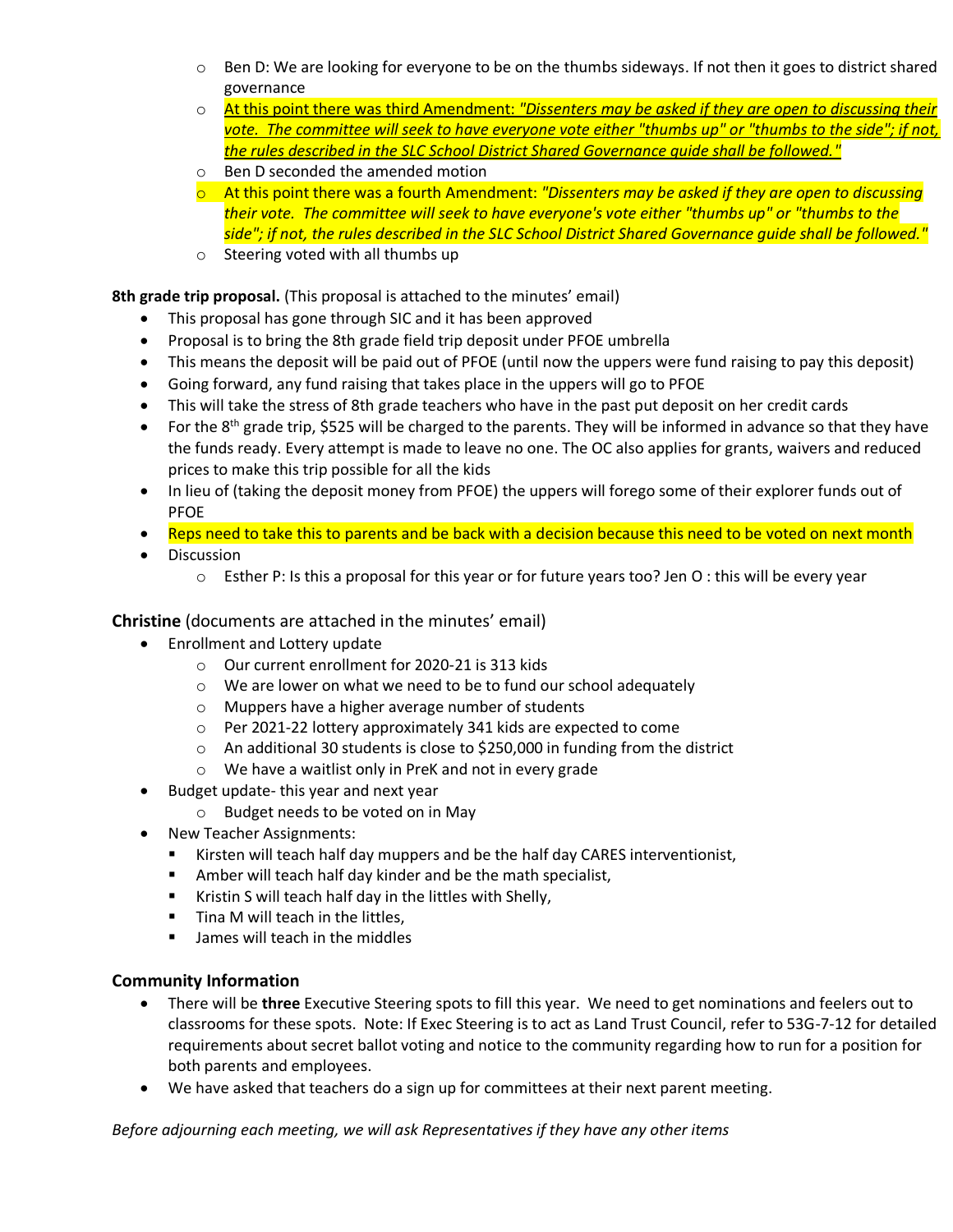- Ben D: We are looking for everyone to be on the thumbs sideways. If not then it goes to district shared governance
  - <u>At this point there was third Amendment: *"Dissenters may be asked if they are open to discussing their vote. The committee will seek to have everyone vote either "thumbs up" or "thumbs to the side"; if not, the rules described in the SLC School District Shared Governance guide shall be followed."*</u>
  - Ben D seconded the amended motion
  - At this point there was a fourth Amendment: *"Dissenters may be asked if they are open to discussing their vote. The committee will seek to have everyone's vote either "thumbs up" or "thumbs to the side"; if not, the rules described in the SLC School District Shared Governance guide shall be followed."*
  - Steering voted with all thumbs up

**8th grade trip proposal.** (This proposal is attached to the minutes' email)

- This proposal has gone through SIC and it has been approved
- Proposal is to bring the 8th grade field trip deposit under PFOE umbrella
- This means the deposit will be paid out of PFOE (until now the uppers were fund raising to pay this deposit)
- Going forward, any fund raising that takes place in the uppers will go to PFOE
- This will take the stress of 8th grade teachers who have in the past put deposit on her credit cards
- For the 8th grade trip, $525 will be charged to the parents. They will be informed in advance so that they have the funds ready. Every attempt is made to leave no one. The OC also applies for grants, waivers and reduced prices to make this trip possible for all the kids
- In lieu of (taking the deposit money from PFOE) the uppers will forego some of their explorer funds out of PFOE
- Reps need to take this to parents and be back with a decision because this need to be voted on next month
- Discussion
  - Esther P: Is this a proposal for this year or for future years too? Jen O : this will be every year

**Christine** (documents are attached in the minutes' email)

- Enrollment and Lottery update
  - Our current enrollment for 2020-21 is 313 kids
  - We are lower on what we need to be to fund our school adequately
  - Muppers have a higher average number of students
  - Per 2021-22 lottery approximately 341 kids are expected to come
  - An additional 30 students is close to $250,000 in funding from the district
  - We have a waitlist only in PreK and not in every grade
- Budget update- this year and next year
  - Budget needs to be voted on in May
- New Teacher Assignments:
  - Kirsten will teach half day muppers and be the half day CARES interventionist,
  - Amber will teach half day kinder and be the math specialist,
  - Kristin S will teach half day in the littles with Shelly,
  - Tina M will teach in the littles,
  - James will teach in the middles

**Community Information**

- There will be **three** Executive Steering spots to fill this year. We need to get nominations and feelers out to classrooms for these spots. Note: If Exec Steering is to act as Land Trust Council, refer to 53G-7-12 for detailed requirements about secret ballot voting and notice to the community regarding how to run for a position for both parents and employees.
- We have asked that teachers do a sign up for committees at their next parent meeting.

*Before adjourning each meeting, we will ask Representatives if they have any other items*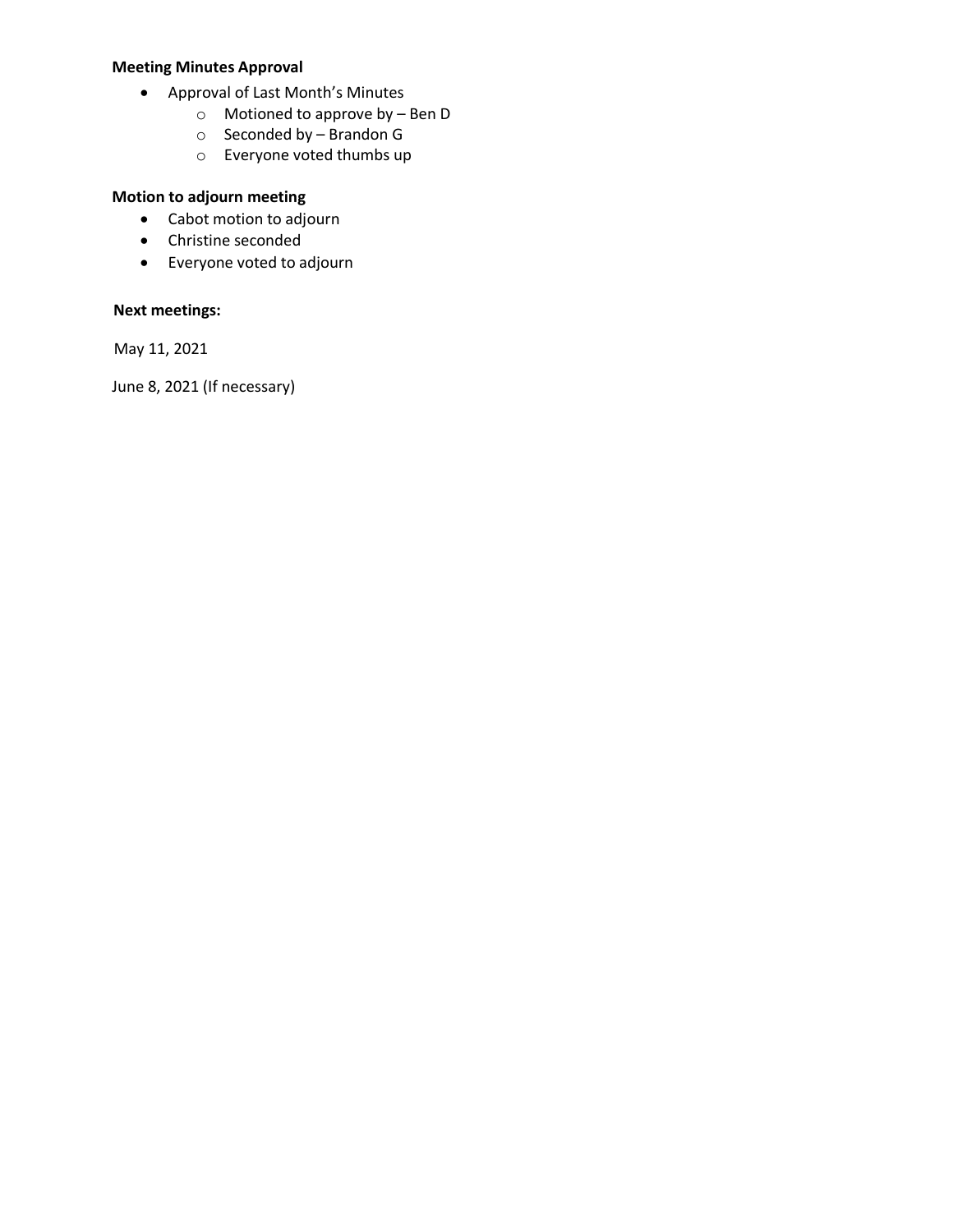**Meeting Minutes Approval**

- Approval of Last Month's Minutes
    - Motioned to approve by – Ben D
    - Seconded by – Brandon G
    - Everyone voted thumbs up

**Motion to adjourn meeting**

- Cabot motion to adjourn
- Christine seconded
- Everyone voted to adjourn

**Next meetings:**

May 11, 2021

June 8, 2021 (If necessary)